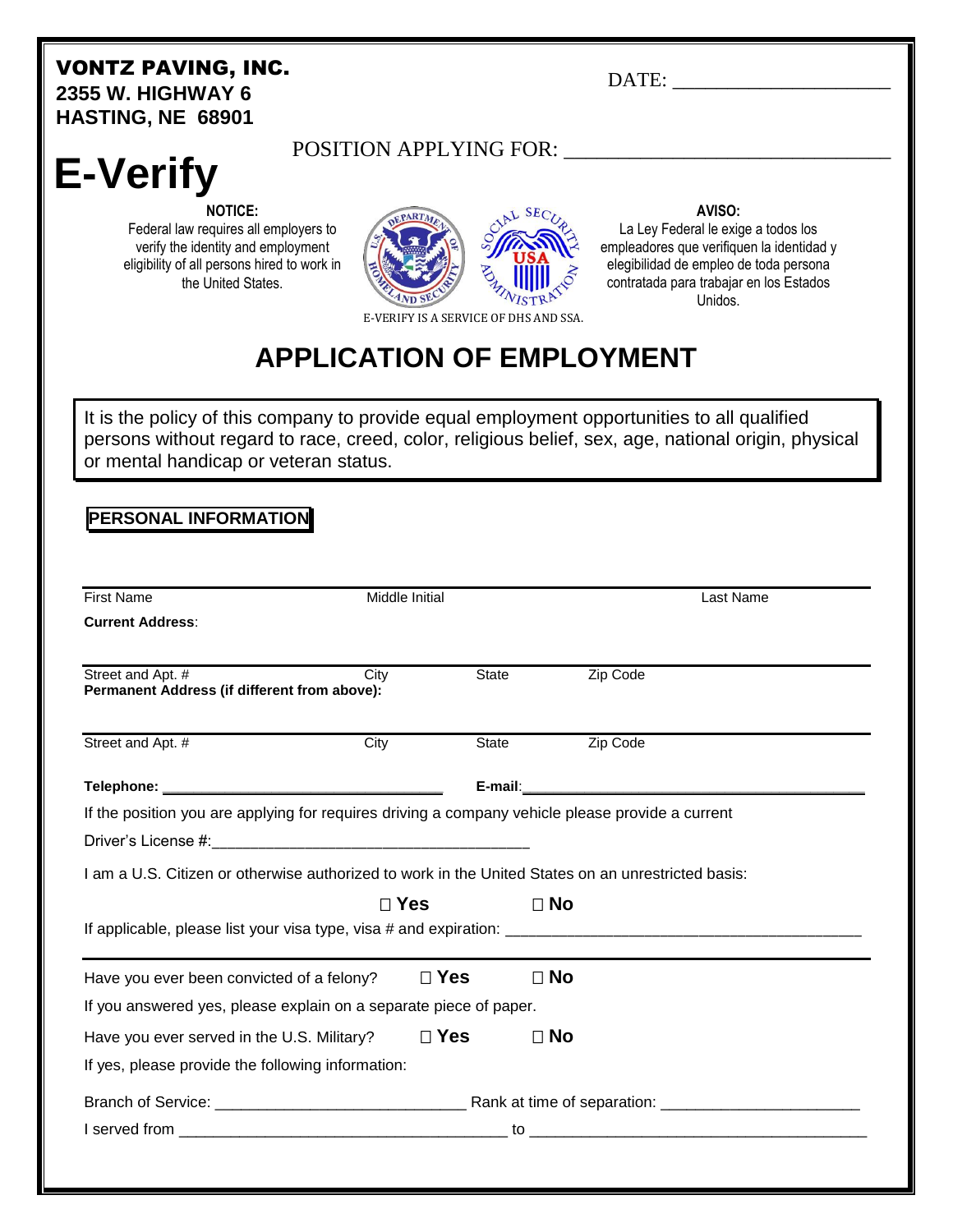**VONTZ PAVING, INC.**
**2355 W. HIGHWAY 6**
**HASTING, NE 68901**

DATE: ____________________

# E-Verify

POSITION APPLYING FOR: ______________________________

**NOTICE:**
Federal law requires all employers to verify the identity and employment eligibility of all persons hired to work in the United States.

**AVISO:**
La Ley Federal le exige a todos los empleadores que verifiquen la identidad y elegibilidad de empleo de toda persona contratada para trabajar en los Estados Unidos.

E-VERIFY IS A SERVICE OF DHS AND SSA.

# APPLICATION OF EMPLOYMENT

It is the policy of this company to provide equal employment opportunities to all qualified persons without regard to race, creed, color, religious belief, sex, age, national origin, physical or mental handicap or veteran status.

## PERSONAL INFORMATION

First Name | Middle Initial | Last Name

**Current Address**:

Street and Apt. # | City | State | Zip Code

**Permanent Address (if different from above):**

Street and Apt. # | City | State | Zip Code

**Telephone:** ______________________ **E-mail:** ______________________

If the position you are applying for requires driving a company vehicle please provide a current Driver's License #: ______________________

I am a U.S. Citizen or otherwise authorized to work in the United States on an unrestricted basis:

☐ **Yes** ☐ **No**

If applicable, please list your visa type, visa # and expiration: ______________________

Have you ever been convicted of a felony? ☐ **Yes** ☐ **No**

If you answered yes, please explain on a separate piece of paper.

Have you ever served in the U.S. Military? ☐ **Yes** ☐ **No**

If yes, please provide the following information:

Branch of Service: ______________________ Rank at time of separation: ______________________

I served from ______________________ to ______________________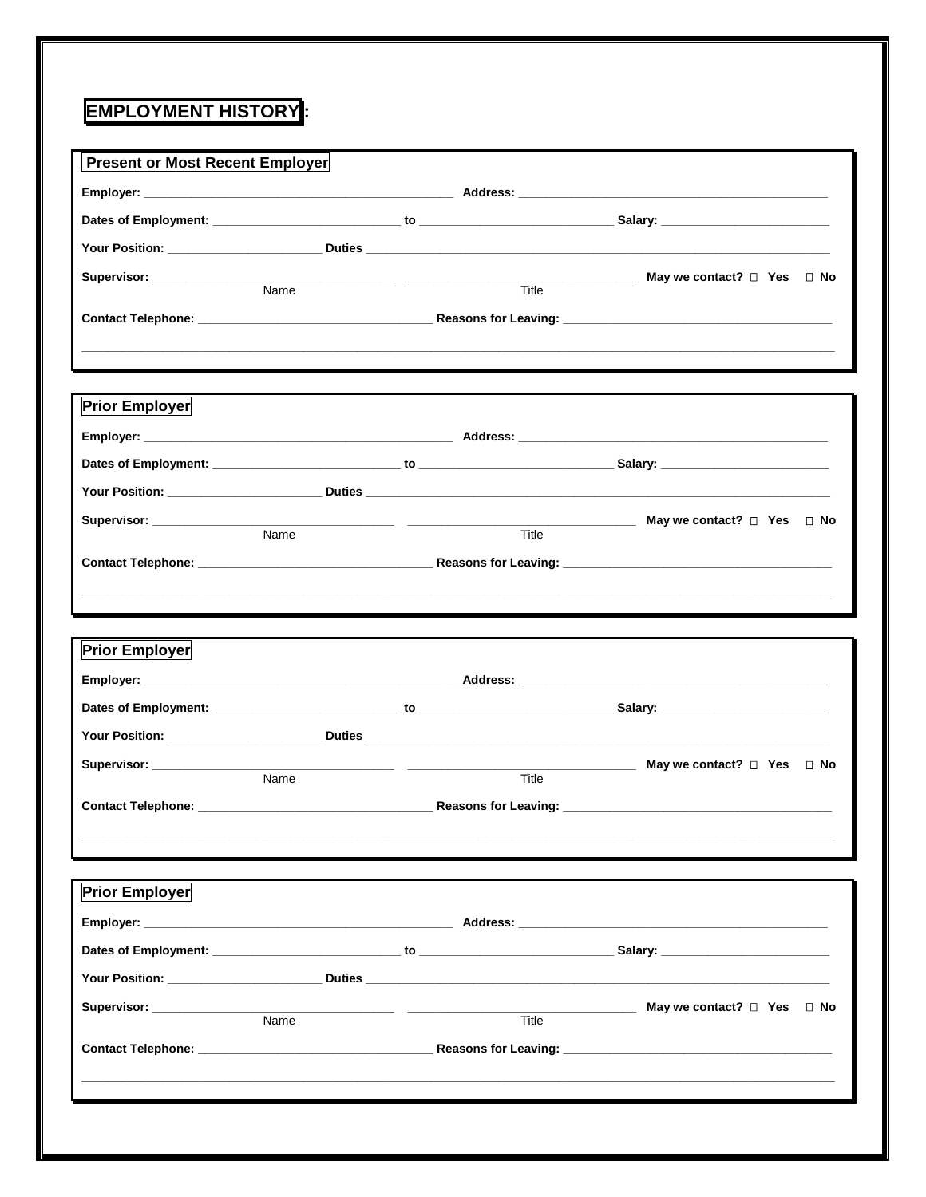## EMPLOYMENT HISTORY:

### Present or Most Recent Employer

**Employer:** ______________________________ **Address:** ______________________________

**Dates of Employment:** ____________________ **to** ____________________ **Salary:** ____________________

**Your Position:** ____________________ **Duties** ____________________________________________

**Supervisor:** ______________________________ ______________________________ **May we contact?** ☐ **Yes** ☐ **No**

Name Title

**Contact Telephone:** ______________________________ **Reasons for Leaving:** ______________________________

____________________________________________________________________________________

### Prior Employer

**Employer:** ______________________________ **Address:** ______________________________

**Dates of Employment:** ____________________ **to** ____________________ **Salary:** ____________________

**Your Position:** ____________________ **Duties** ____________________________________________

**Supervisor:** ______________________________ ______________________________ **May we contact?** ☐ **Yes** ☐ **No**

Name Title

**Contact Telephone:** ______________________________ **Reasons for Leaving:** ______________________________

____________________________________________________________________________________

### Prior Employer

**Employer:** ______________________________ **Address:** ______________________________

**Dates of Employment:** ____________________ **to** ____________________ **Salary:** ____________________

**Your Position:** ____________________ **Duties** ____________________________________________

**Supervisor:** ______________________________ ______________________________ **May we contact?** ☐ **Yes** ☐ **No**

Name Title

**Contact Telephone:** ______________________________ **Reasons for Leaving:** ______________________________

____________________________________________________________________________________

### Prior Employer

**Employer:** ______________________________ **Address:** ______________________________

**Dates of Employment:** ____________________ **to** ____________________ **Salary:** ____________________

**Your Position:** ____________________ **Duties** ____________________________________________

**Supervisor:** ______________________________ ______________________________ **May we contact?** ☐ **Yes** ☐ **No**

Name Title

**Contact Telephone:** ______________________________ **Reasons for Leaving:** ______________________________

____________________________________________________________________________________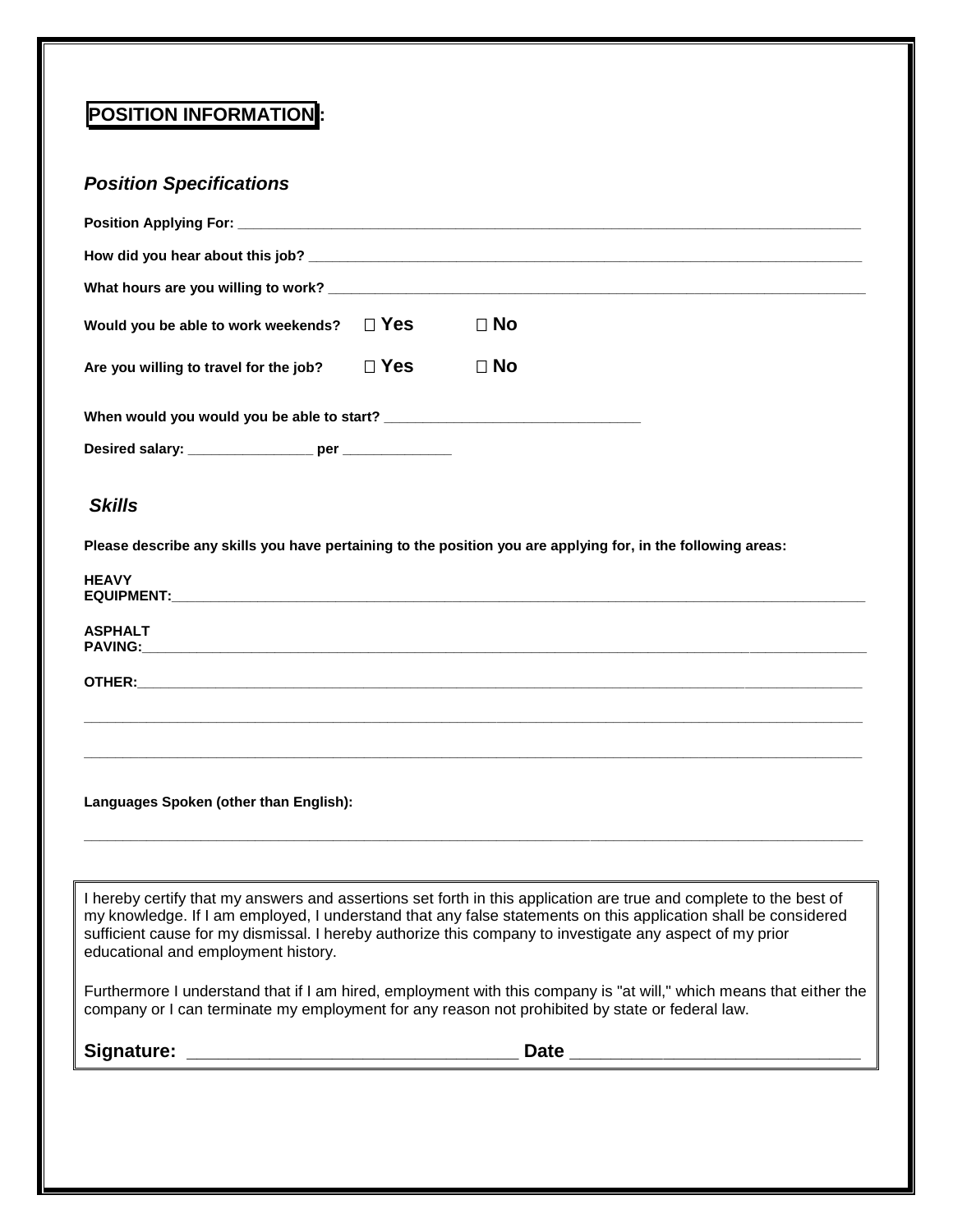## POSITION INFORMATION:

### *Position Specifications*

**Position Applying For:** ___________________________________________________________________________

**How did you hear about this job?** ______________________________________________________________________

**What hours are you willing to work?** ____________________________________________________________________

**Would you be able to work weekends?** ☐ **Yes** ☐ **No**

**Are you willing to travel for the job?** ☐ **Yes** ☐ **No**

**When would you would you be able to start?** ________________________________

**Desired salary:** ________________ **per** ______________

### *Skills*

**Please describe any skills you have pertaining to the position you are applying for, in the following areas:**

**HEAVY EQUIPMENT:**___________________________________________________________________________________________

**ASPHALT PAVING:**_____________________________________________________________________________________________

**OTHER:**_______________________________________________________________________________________________________

___________________________________________________________________________________________________________

___________________________________________________________________________________________________________

**Languages Spoken (other than English):**

___________________________________________________________________________________________________________

I hereby certify that my answers and assertions set forth in this application are true and complete to the best of my knowledge. If I am employed, I understand that any false statements on this application shall be considered sufficient cause for my dismissal. I hereby authorize this company to investigate any aspect of my prior educational and employment history.

Furthermore I understand that if I am hired, employment with this company is "at will," which means that either the company or I can terminate my employment for any reason not prohibited by state or federal law.

**Signature:** _________________________________ **Date** _____________________________